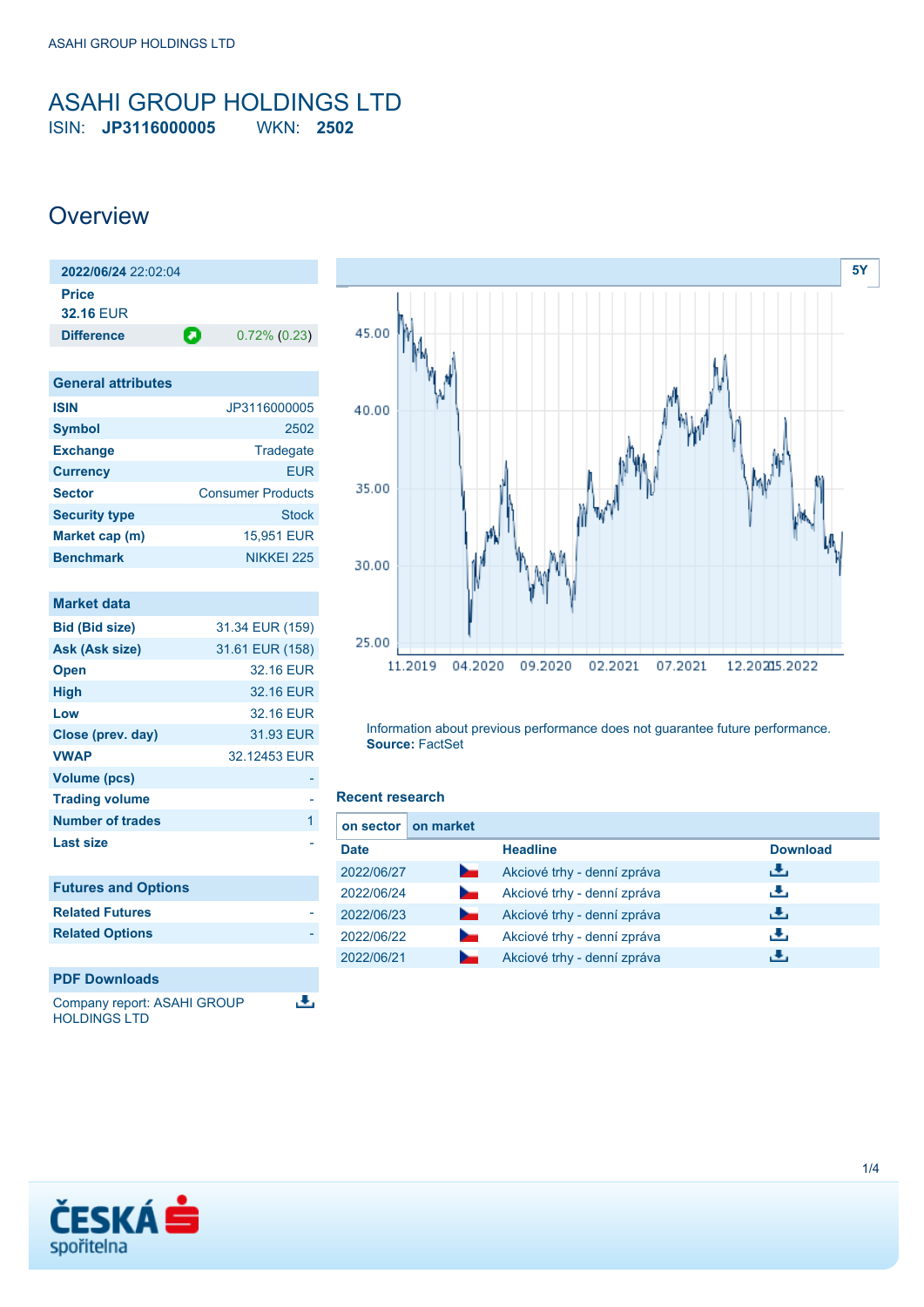# ASAHI GROUP HOLDINGS LTD

ISIN: **JP3116000005** WKN: **2502**

## Overview

| **2022/06/24** 22:02:04 | |
|---|---|
| **Price** | |
| **32.16** EUR | |
| **Difference** | 0.72% (0.23) |

| General attributes | |
|---|---|
| **ISIN** | JP3116000005 |
| **Symbol** | 2502 |
| **Exchange** | Tradegate |
| **Currency** | EUR |
| **Sector** | Consumer Products |
| **Security type** | Stock |
| **Market cap (m)** | 15,951 EUR |
| **Benchmark** | NIKKEI 225 |

| Market data | |
|---|---|
| **Bid (Bid size)** | 31.34 EUR (159) |
| **Ask (Ask size)** | 31.61 EUR (158) |
| **Open** | 32.16 EUR |
| **High** | 32.16 EUR |
| **Low** | 32.16 EUR |
| **Close (prev. day)** | 31.93 EUR |
| **VWAP** | 32.12453 EUR |
| **Volume (pcs)** | - |
| **Trading volume** | - |
| **Number of trades** | 1 |
| **Last size** | - |

| Futures and Options | |
|---|---|
| **Related Futures** | - |
| **Related Options** | - |

| PDF Downloads |
|---|
| Company report: ASAHI GROUP HOLDINGS LTD |

5Y

Information about previous performance does not guarantee future performance.
**Source:** FactSet

### Recent research

on sector | on market

| Date | | Headline | Download |
|---|---|---|---|
| 2022/06/27 | | Akciové trhy - denní zpráva | |
| 2022/06/24 | | Akciové trhy - denní zpráva | |
| 2022/06/23 | | Akciové trhy - denní zpráva | |
| 2022/06/22 | | Akciové trhy - denní zpráva | |
| 2022/06/21 | | Akciové trhy - denní zpráva | |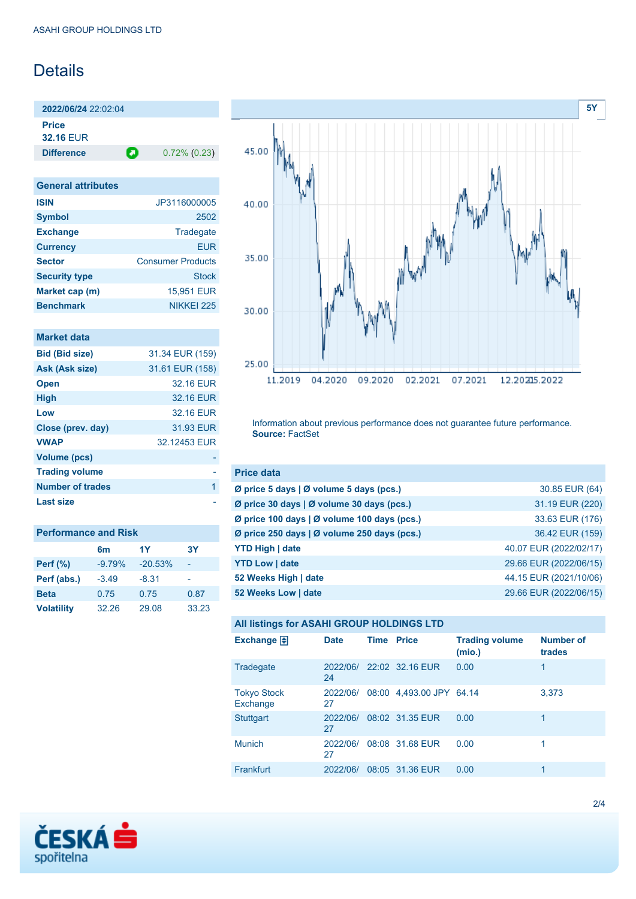# Details

**2022/06/24** 22:02:04

**Price**
32.16 EUR

**Difference** 0.72% (0.23)

| General attributes | |
|---|---|
| **ISIN** | JP3116000005 |
| **Symbol** | 2502 |
| **Exchange** | Tradegate |
| **Currency** | EUR |
| **Sector** | Consumer Products |
| **Security type** | Stock |
| **Market cap (m)** | 15,951 EUR |
| **Benchmark** | NIKKEI 225 |

| Market data | |
|---|---|
| **Bid (Bid size)** | 31.34 EUR (159) |
| **Ask (Ask size)** | 31.61 EUR (158) |
| **Open** | 32.16 EUR |
| **High** | 32.16 EUR |
| **Low** | 32.16 EUR |
| **Close (prev. day)** | 31.93 EUR |
| **VWAP** | 32.12453 EUR |
| **Volume (pcs)** | - |
| **Trading volume** | - |
| **Number of trades** | 1 |
| **Last size** | - |

| Performance and Risk | 6m | 1Y | 3Y |
|---|---|---|---|
| **Perf (%)** | -9.79% | -20.53% | - |
| **Perf (abs.)** | -3.49 | -8.31 | - |
| **Beta** | 0.75 | 0.75 | 0.87 |
| **Volatility** | 32.26 | 29.08 | 33.23 |

Information about previous performance does not guarantee future performance.
**Source:** FactSet

| Price data | |
|---|---|
| **Ø price 5 days \| Ø volume 5 days (pcs.)** | 30.85 EUR (64) |
| **Ø price 30 days \| Ø volume 30 days (pcs.)** | 31.19 EUR (220) |
| **Ø price 100 days \| Ø volume 100 days (pcs.)** | 33.63 EUR (176) |
| **Ø price 250 days \| Ø volume 250 days (pcs.)** | 36.42 EUR (159) |
| **YTD High \| date** | 40.07 EUR (2022/02/17) |
| **YTD Low \| date** | 29.66 EUR (2022/06/15) |
| **52 Weeks High \| date** | 44.15 EUR (2021/10/06) |
| **52 Weeks Low \| date** | 29.66 EUR (2022/06/15) |

**All listings for ASAHI GROUP HOLDINGS LTD**

| Exchange | Date | Time | Price | Trading volume (mio.) | Number of trades |
|---|---|---|---|---|---|
| Tradegate | 2022/06/24 | 22:02 | 32.16 EUR | 0.00 | 1 |
| Tokyo Stock Exchange | 2022/06/27 | 08:00 | 4,493.00 JPY | 64.14 | 3,373 |
| Stuttgart | 2022/06/27 | 08:02 | 31.35 EUR | 0.00 | 1 |
| Munich | 2022/06/27 | 08:08 | 31.68 EUR | 0.00 | 1 |
| Frankfurt | 2022/06/ | 08:05 | 31.36 EUR | 0.00 | 1 |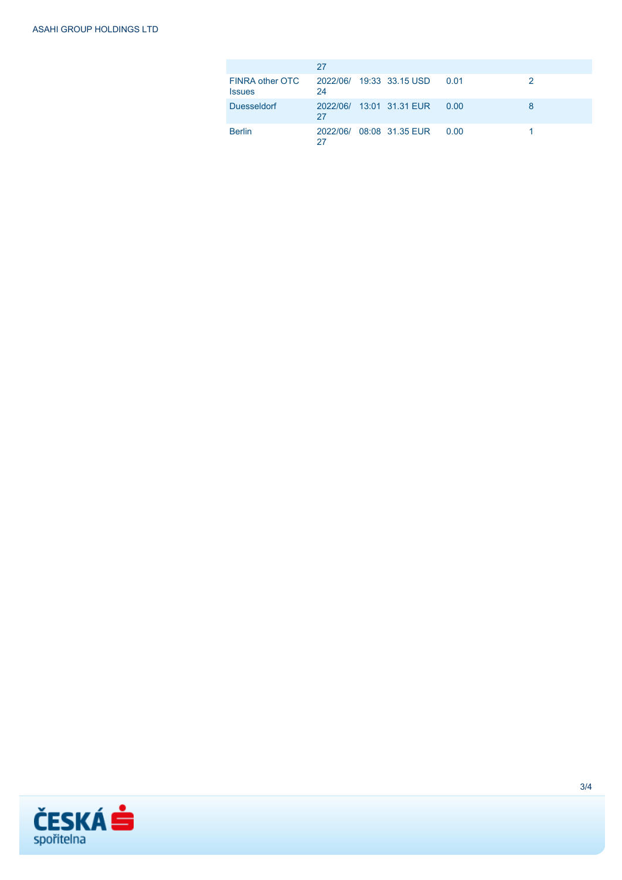|  | 27 |  |  |  |  |
|---|---|---|---|---|---|
| FINRA other OTC Issues | 2022/06/24 | 19:33 | 33.15 USD | 0.01 | 2 |
| Duesseldorf | 2022/06/27 | 13:01 | 31.31 EUR | 0.00 | 8 |
| Berlin | 2022/06/27 | 08:08 | 31.35 EUR | 0.00 | 1 |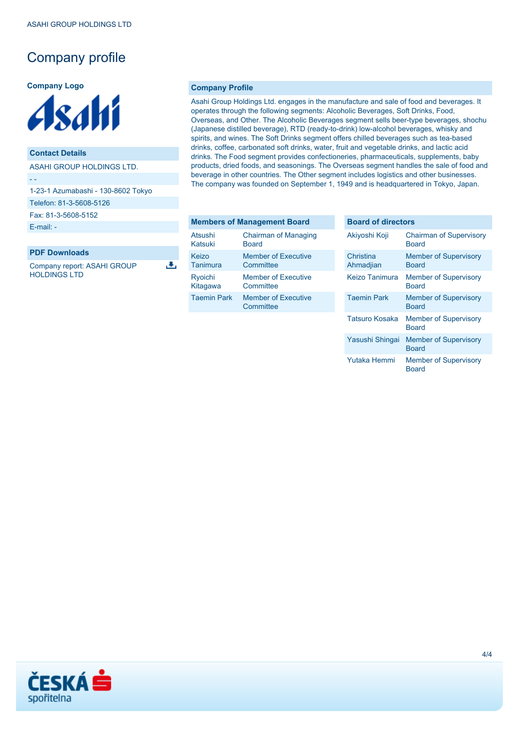# Company profile

**Company Logo**

## Contact Details

ASAHI GROUP HOLDINGS LTD.

- -

1-23-1 Azumabashi - 130-8602 Tokyo

Telefon: 81-3-5608-5126

Fax: 81-3-5608-5152

E-mail: -

## PDF Downloads

Company report: ASAHI GROUP HOLDINGS LTD

## Company Profile

Asahi Group Holdings Ltd. engages in the manufacture and sale of food and beverages. It operates through the following segments: Alcoholic Beverages, Soft Drinks, Food, Overseas, and Other. The Alcoholic Beverages segment sells beer-type beverages, shochu (Japanese distilled beverage), RTD (ready-to-drink) low-alcohol beverages, whisky and spirits, and wines. The Soft Drinks segment offers chilled beverages such as tea-based drinks, coffee, carbonated soft drinks, water, fruit and vegetable drinks, and lactic acid drinks. The Food segment provides confectioneries, pharmaceuticals, supplements, baby products, dried foods, and seasonings. The Overseas segment handles the sale of food and beverage in other countries. The Other segment includes logistics and other businesses. The company was founded on September 1, 1949 and is headquartered in Tokyo, Japan.

## Members of Management Board

| | |
|---|---|
| Atsushi Katsuki | Chairman of Managing Board |
| Keizo Tanimura | Member of Executive Committee |
| Ryoichi Kitagawa | Member of Executive Committee |
| Taemin Park | Member of Executive Committee |

## Board of directors

| | |
|---|---|
| Akiyoshi Koji | Chairman of Supervisory Board |
| Christina Ahmadjian | Member of Supervisory Board |
| Keizo Tanimura | Member of Supervisory Board |
| Taemin Park | Member of Supervisory Board |
| Tatsuro Kosaka | Member of Supervisory Board |
| Yasushi Shingai | Member of Supervisory Board |
| Yutaka Hemmi | Member of Supervisory Board |